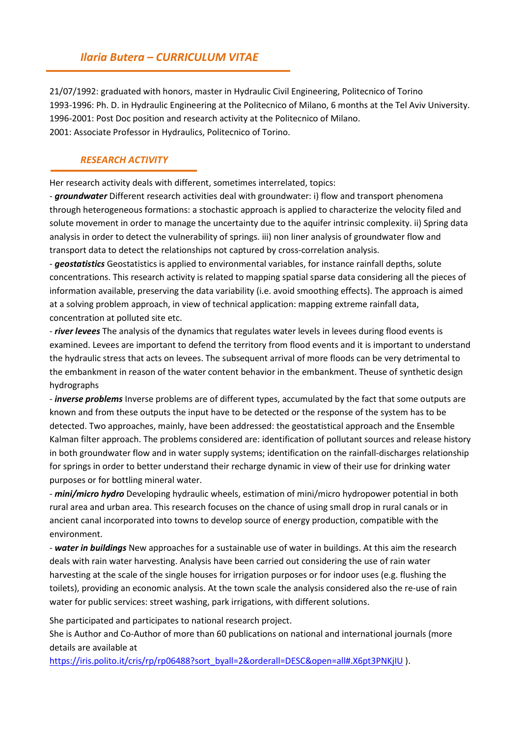## *Ilaria Butera – CURRICULUM VITAE*

21/07/1992: graduated with honors, master in Hydraulic Civil Engineering, Politecnico of Torino
1993-1996: Ph. D. in Hydraulic Engineering at the Politecnico of Milano, 6 months at the Tel Aviv University.
1996-2001: Post Doc position and research activity at the Politecnico of Milano.
2001: Associate Professor in Hydraulics, Politecnico of Torino.

### *RESEARCH ACTIVITY*

Her research activity deals with different, sometimes interrelated, topics:

- ***groundwater*** Different research activities deal with groundwater: i) flow and transport phenomena through heterogeneous formations: a stochastic approach is applied to characterize the velocity filed and solute movement in order to manage the uncertainty due to the aquifer intrinsic complexity. ii) Spring data analysis in order to detect the vulnerability of springs. iii) non liner analysis of groundwater flow and transport data to detect the relationships not captured by cross-correlation analysis.
- ***geostatistics*** Geostatistics is applied to environmental variables, for instance rainfall depths, solute concentrations. This research activity is related to mapping spatial sparse data considering all the pieces of information available, preserving the data variability (i.e. avoid smoothing effects). The approach is aimed at a solving problem approach, in view of technical application: mapping extreme rainfall data, concentration at polluted site etc.
- ***river levees*** The analysis of the dynamics that regulates water levels in levees during flood events is examined. Levees are important to defend the territory from flood events and it is important to understand the hydraulic stress that acts on levees. The subsequent arrival of more floods can be very detrimental to the embankment in reason of the water content behavior in the embankment. Theuse of synthetic design hydrographs
- ***inverse problems*** Inverse problems are of different types, accumulated by the fact that some outputs are known and from these outputs the input have to be detected or the response of the system has to be detected. Two approaches, mainly, have been addressed: the geostatistical approach and the Ensemble Kalman filter approach. The problems considered are: identification of pollutant sources and release history in both groundwater flow and in water supply systems; identification on the rainfall-discharges relationship for springs in order to better understand their recharge dynamic in view of their use for drinking water purposes or for bottling mineral water.
- ***mini/micro hydro*** Developing hydraulic wheels, estimation of mini/micro hydropower potential in both rural area and urban area. This research focuses on the chance of using small drop in rural canals or in ancient canal incorporated into towns to develop source of energy production, compatible with the environment.
- ***water in buildings*** New approaches for a sustainable use of water in buildings. At this aim the research deals with rain water harvesting. Analysis have been carried out considering the use of rain water harvesting at the scale of the single houses for irrigation purposes or for indoor uses (e.g. flushing the toilets), providing an economic analysis. At the town scale the analysis considered also the re-use of rain water for public services: street washing, park irrigations, with different solutions.

She participated and participates to national research project.
She is Author and Co-Author of more than 60 publications on national and international journals (more details are available at
https://iris.polito.it/cris/rp/rp06488?sort_byall=2&orderall=DESC&open=all#.X6pt3PNKjIU ).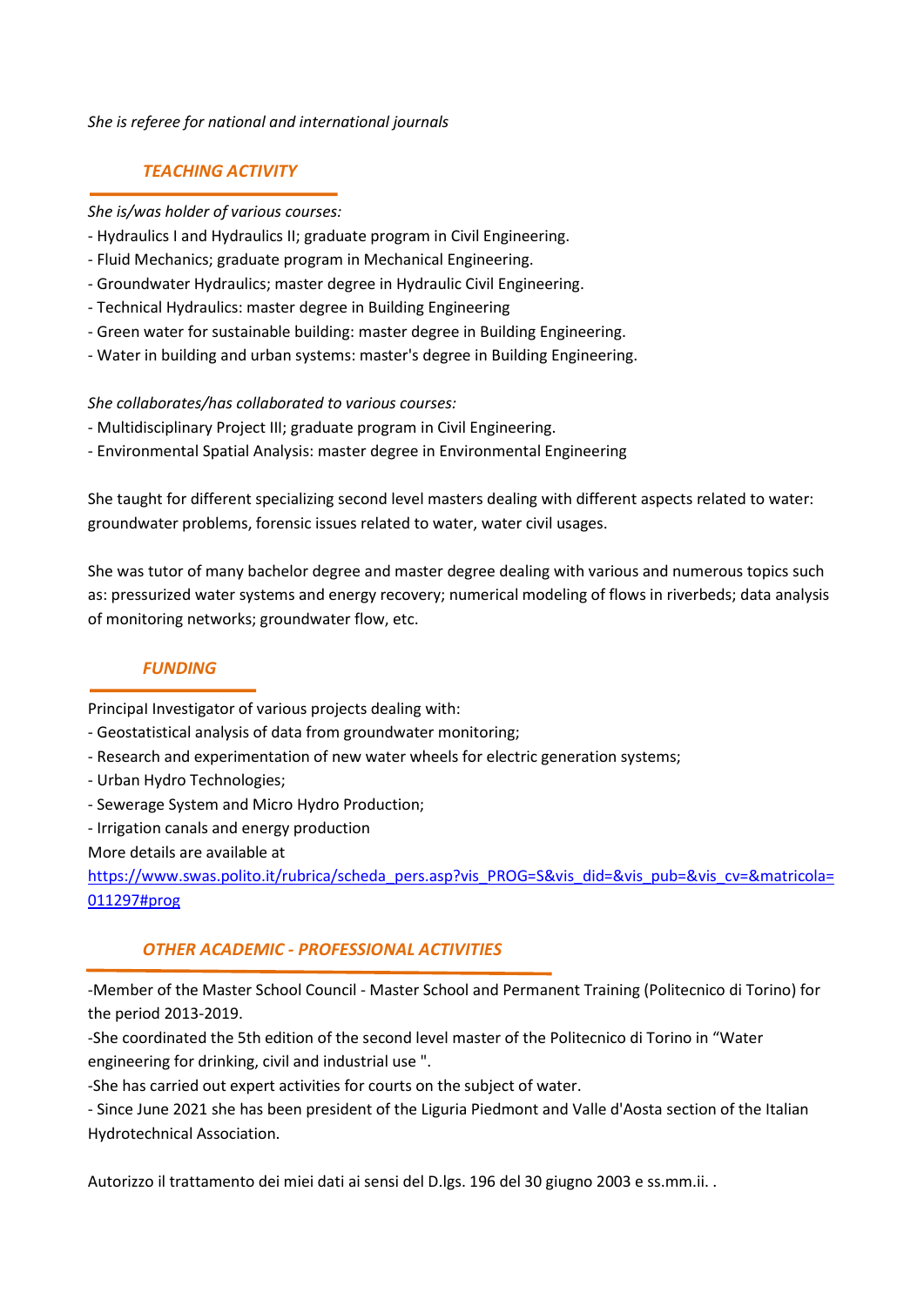*She is referee for national and international journals*

## *TEACHING ACTIVITY*

*She is/was holder of various courses:*

- Hydraulics I and Hydraulics II; graduate program in Civil Engineering.
- Fluid Mechanics; graduate program in Mechanical Engineering.
- Groundwater Hydraulics; master degree in Hydraulic Civil Engineering.
- Technical Hydraulics: master degree in Building Engineering
- Green water for sustainable building: master degree in Building Engineering.
- Water in building and urban systems: master's degree in Building Engineering.

*She collaborates/has collaborated to various courses:*

- Multidisciplinary Project III; graduate program in Civil Engineering.
- Environmental Spatial Analysis: master degree in Environmental Engineering

She taught for different specializing second level masters dealing with different aspects related to water: groundwater problems, forensic issues related to water, water civil usages.

She was tutor of many bachelor degree and master degree dealing with various and numerous topics such as: pressurized water systems and energy recovery; numerical modeling of flows in riverbeds; data analysis of monitoring networks; groundwater flow, etc.

## *FUNDING*

Principal Investigator of various projects dealing with:

- Geostatistical analysis of data from groundwater monitoring;
- Research and experimentation of new water wheels for electric generation systems;
- Urban Hydro Technologies;
- Sewerage System and Micro Hydro Production;
- Irrigation canals and energy production

More details are available at
[https://www.swas.polito.it/rubrica/scheda_pers.asp?vis_PROG=S&vis_did=&vis_pub=&vis_cv=&matricola=011297#prog](https://www.swas.polito.it/rubrica/scheda_pers.asp?vis_PROG=S&vis_did=&vis_pub=&vis_cv=&matricola=011297#prog)

## *OTHER ACADEMIC - PROFESSIONAL ACTIVITIES*

-Member of the Master School Council - Master School and Permanent Training (Politecnico di Torino) for the period 2013-2019.

-She coordinated the 5th edition of the second level master of the Politecnico di Torino in "Water engineering for drinking, civil and industrial use ".

-She has carried out expert activities for courts on the subject of water.

- Since June 2021 she has been president of the Liguria Piedmont and Valle d'Aosta section of the Italian Hydrotechnical Association.

Autorizzo il trattamento dei miei dati ai sensi del D.lgs. 196 del 30 giugno 2003 e ss.mm.ii. .